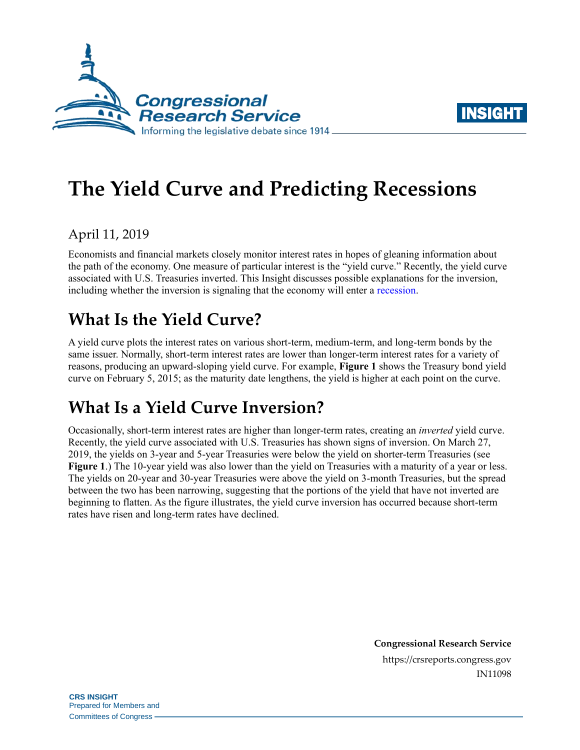# The Yield Curve and Predicting Recessions

April 11, 2019

Economists and financial markets closely monitor interest rates in hopes of gleaning information about the path of the economy. One measure of particular interest is the "yield curve." Recently, the yield curve associated with U.S. Treasuries inverted. This Insight discusses possible explanations for the inversion, including whether the inversion is signaling that the economy will enter a recession.

## What Is the Yield Curve?

A yield curve plots the interest rates on various short-term, medium-term, and long-term bonds by the same issuer. Normally, short-term interest rates are lower than longer-term interest rates for a variety of reasons, producing an upward-sloping yield curve. For example, **Figure 1** shows the Treasury bond yield curve on February 5, 2015; as the maturity date lengthens, the yield is higher at each point on the curve.

## What Is a Yield Curve Inversion?

Occasionally, short-term interest rates are higher than longer-term rates, creating an *inverted* yield curve. Recently, the yield curve associated with U.S. Treasuries has shown signs of inversion. On March 27, 2019, the yields on 3-year and 5-year Treasuries were below the yield on shorter-term Treasuries (see **Figure 1**.) The 10-year yield was also lower than the yield on Treasuries with a maturity of a year or less. The yields on 20-year and 30-year Treasuries were above the yield on 3-month Treasuries, but the spread between the two has been narrowing, suggesting that the portions of the yield that have not inverted are beginning to flatten. As the figure illustrates, the yield curve inversion has occurred because short-term rates have risen and long-term rates have declined.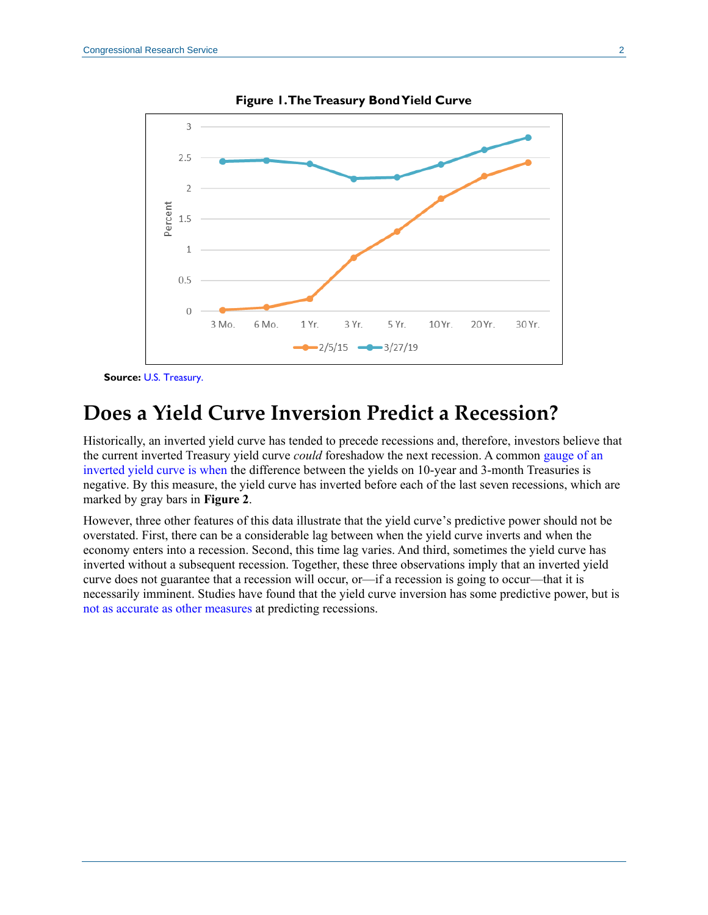**Figure 1. The Treasury Bond Yield Curve**

**Source:** U.S. Treasury.

## Does a Yield Curve Inversion Predict a Recession?

Historically, an inverted yield curve has tended to precede recessions and, therefore, investors believe that the current inverted Treasury yield curve *could* foreshadow the next recession. A common gauge of an inverted yield curve is when the difference between the yields on 10-year and 3-month Treasuries is negative. By this measure, the yield curve has inverted before each of the last seven recessions, which are marked by gray bars in **Figure 2**.

However, three other features of this data illustrate that the yield curve's predictive power should not be overstated. First, there can be a considerable lag between when the yield curve inverts and when the economy enters into a recession. Second, this time lag varies. And third, sometimes the yield curve has inverted without a subsequent recession. Together, these three observations imply that an inverted yield curve does not guarantee that a recession will occur, or—if a recession is going to occur—that it is necessarily imminent. Studies have found that the yield curve inversion has some predictive power, but is not as accurate as other measures at predicting recessions.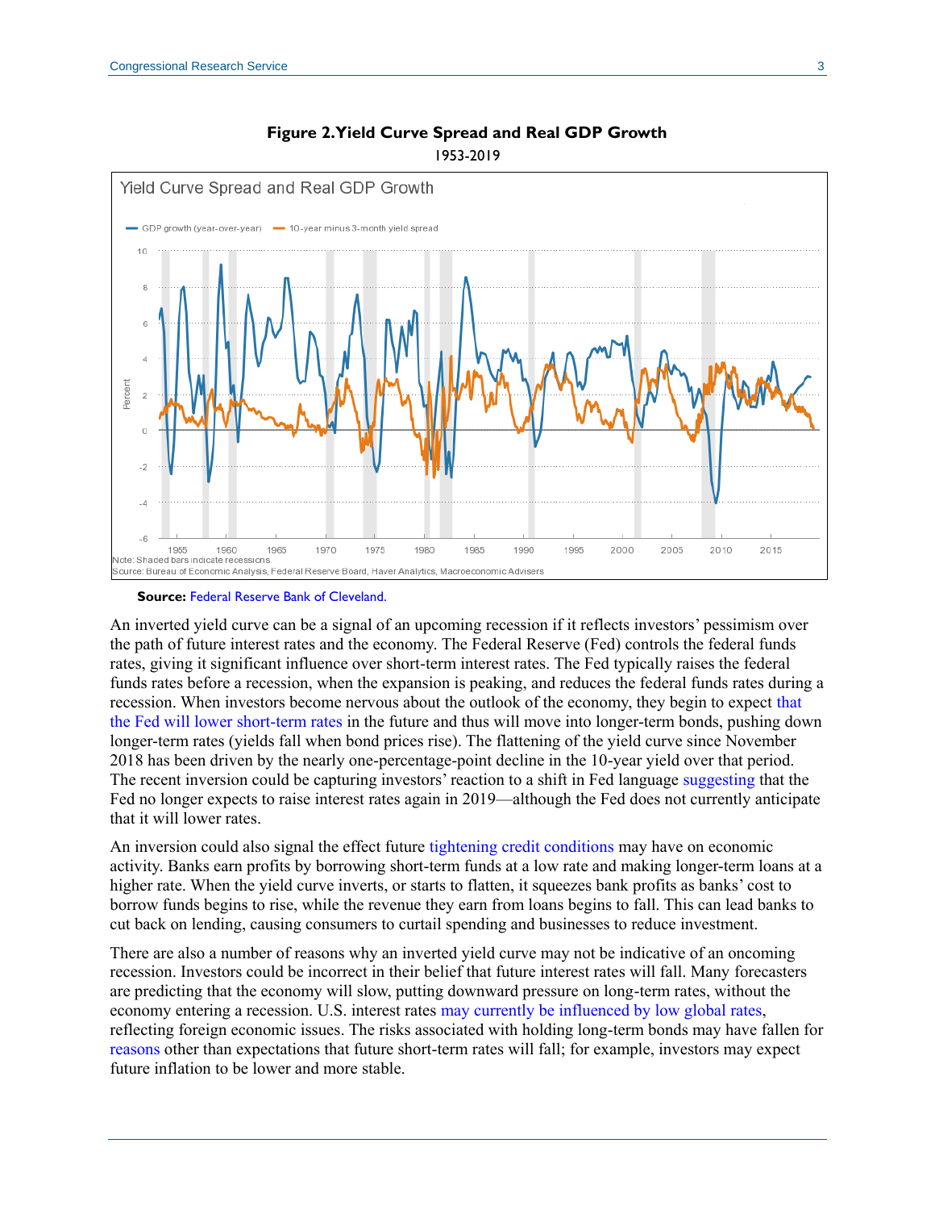**Figure 2. Yield Curve Spread and Real GDP Growth**

1953-2019

Note: Shaded bars indicate recessions.

Source: Bureau of Economic Analysis, Federal Reserve Board, Haver Analytics, Macroeconomic Advisers

**Source:** Federal Reserve Bank of Cleveland.

An inverted yield curve can be a signal of an upcoming recession if it reflects investors' pessimism over the path of future interest rates and the economy. The Federal Reserve (Fed) controls the federal funds rates, giving it significant influence over short-term interest rates. The Fed typically raises the federal funds rates before a recession, when the expansion is peaking, and reduces the federal funds rates during a recession. When investors become nervous about the outlook of the economy, they begin to expect that the Fed will lower short-term rates in the future and thus will move into longer-term bonds, pushing down longer-term rates (yields fall when bond prices rise). The flattening of the yield curve since November 2018 has been driven by the nearly one-percentage-point decline in the 10-year yield over that period. The recent inversion could be capturing investors' reaction to a shift in Fed language suggesting that the Fed no longer expects to raise interest rates again in 2019—although the Fed does not currently anticipate that it will lower rates.

An inversion could also signal the effect future tightening credit conditions may have on economic activity. Banks earn profits by borrowing short-term funds at a low rate and making longer-term loans at a higher rate. When the yield curve inverts, or starts to flatten, it squeezes bank profits as banks' cost to borrow funds begins to rise, while the revenue they earn from loans begins to fall. This can lead banks to cut back on lending, causing consumers to curtail spending and businesses to reduce investment.

There are also a number of reasons why an inverted yield curve may not be indicative of an oncoming recession. Investors could be incorrect in their belief that future interest rates will fall. Many forecasters are predicting that the economy will slow, putting downward pressure on long-term rates, without the economy entering a recession. U.S. interest rates may currently be influenced by low global rates, reflecting foreign economic issues. The risks associated with holding long-term bonds may have fallen for reasons other than expectations that future short-term rates will fall; for example, investors may expect future inflation to be lower and more stable.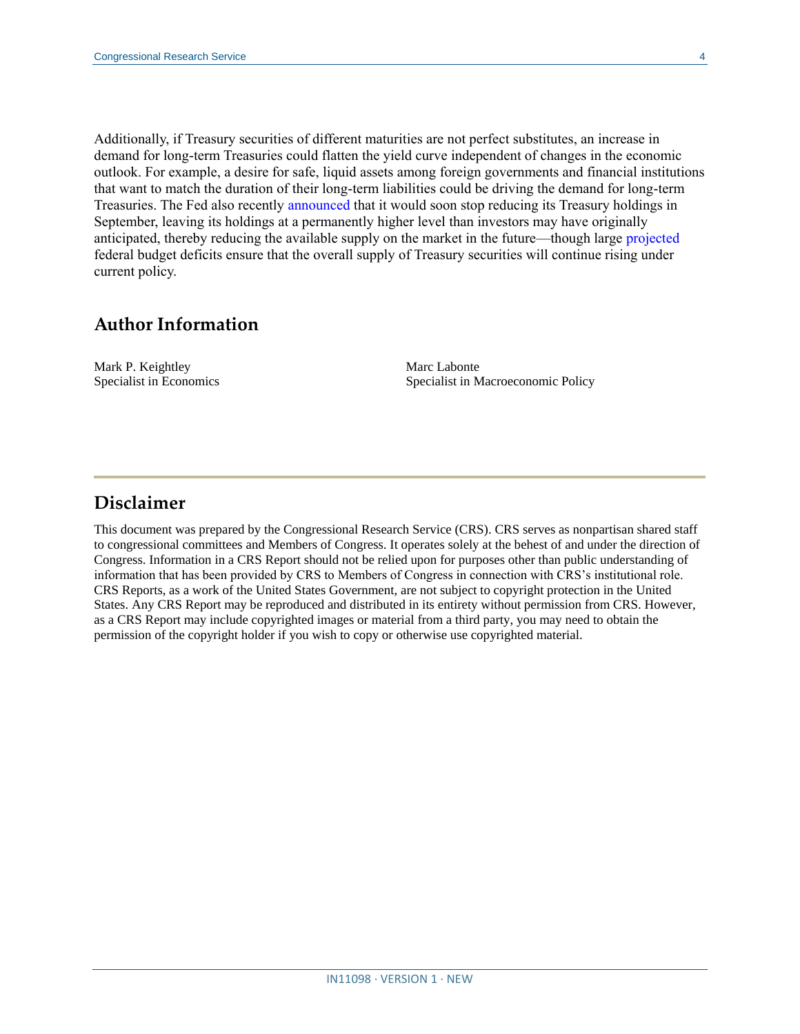Additionally, if Treasury securities of different maturities are not perfect substitutes, an increase in demand for long-term Treasuries could flatten the yield curve independent of changes in the economic outlook. For example, a desire for safe, liquid assets among foreign governments and financial institutions that want to match the duration of their long-term liabilities could be driving the demand for long-term Treasuries. The Fed also recently announced that it would soon stop reducing its Treasury holdings in September, leaving its holdings at a permanently higher level than investors may have originally anticipated, thereby reducing the available supply on the market in the future—though large projected federal budget deficits ensure that the overall supply of Treasury securities will continue rising under current policy.

## Author Information

Mark P. Keightley
Specialist in Economics

Marc Labonte
Specialist in Macroeconomic Policy

## Disclaimer

This document was prepared by the Congressional Research Service (CRS). CRS serves as nonpartisan shared staff to congressional committees and Members of Congress. It operates solely at the behest of and under the direction of Congress. Information in a CRS Report should not be relied upon for purposes other than public understanding of information that has been provided by CRS to Members of Congress in connection with CRS's institutional role. CRS Reports, as a work of the United States Government, are not subject to copyright protection in the United States. Any CRS Report may be reproduced and distributed in its entirety without permission from CRS. However, as a CRS Report may include copyrighted images or material from a third party, you may need to obtain the permission of the copyright holder if you wish to copy or otherwise use copyrighted material.

IN11098 · VERSION 1 · NEW